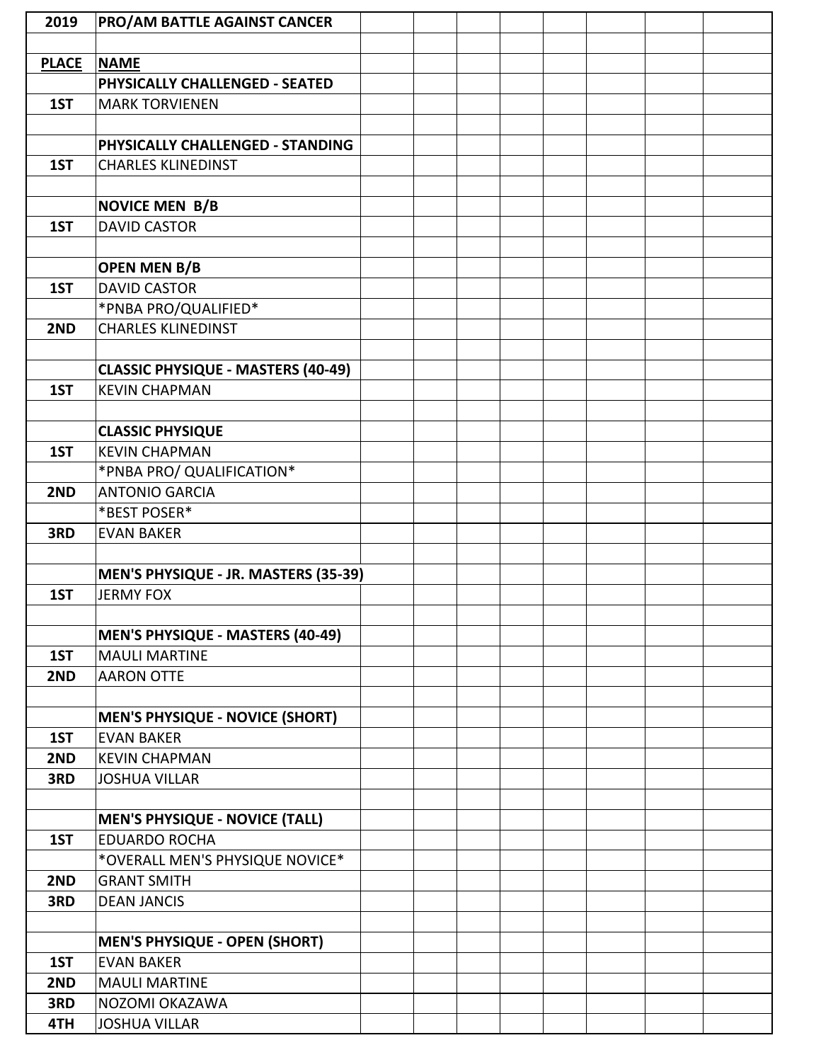| 2019 | PRO/AM BATTLE AGAINST CANCER |
|---|---|
| | |
| **PLACE** | **NAME** |
| | **PHYSICALLY CHALLENGED - SEATED** |
| 1ST | MARK TORVIENEN |
| | |
| | **PHYSICALLY CHALLENGED - STANDING** |
| 1ST | CHARLES KLINEDINST |
| | |
| | **NOVICE MEN B/B** |
| 1ST | DAVID CASTOR |
| | |
| | **OPEN MEN B/B** |
| 1ST | DAVID CASTOR |
| | *PNBA PRO/QUALIFIED* |
| 2ND | CHARLES KLINEDINST |
| | |
| | **CLASSIC PHYSIQUE - MASTERS (40-49)** |
| 1ST | KEVIN CHAPMAN |
| | |
| | **CLASSIC PHYSIQUE** |
| 1ST | KEVIN CHAPMAN |
| | *PNBA PRO/ QUALIFICATION* |
| 2ND | ANTONIO GARCIA |
| | *BEST POSER* |
| 3RD | EVAN BAKER |
| | |
| | **MEN'S PHYSIQUE - JR. MASTERS (35-39)** |
| 1ST | JERMY FOX |
| | |
| | **MEN'S PHYSIQUE - MASTERS (40-49)** |
| 1ST | MAULI MARTINE |
| 2ND | AARON OTTE |
| | |
| | **MEN'S PHYSIQUE - NOVICE (SHORT)** |
| 1ST | EVAN BAKER |
| 2ND | KEVIN CHAPMAN |
| 3RD | JOSHUA VILLAR |
| | |
| | **MEN'S PHYSIQUE - NOVICE (TALL)** |
| 1ST | EDUARDO ROCHA |
| | *OVERALL MEN'S PHYSIQUE NOVICE* |
| 2ND | GRANT SMITH |
| 3RD | DEAN JANCIS |
| | |
| | **MEN'S PHYSIQUE - OPEN (SHORT)** |
| 1ST | EVAN BAKER |
| 2ND | MAULI MARTINE |
| 3RD | NOZOMI OKAZAWA |
| 4TH | JOSHUA VILLAR |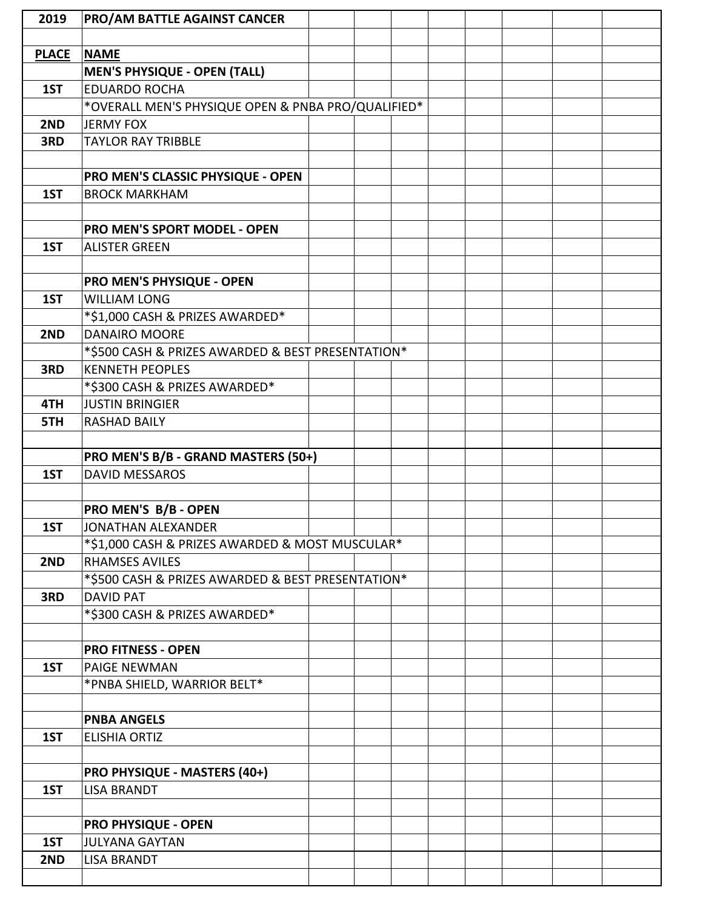| 2019 | PRO/AM BATTLE AGAINST CANCER |
|---|---|
| | |
| **PLACE** | **NAME** |
| | **MEN'S PHYSIQUE - OPEN (TALL)** |
| 1ST | EDUARDO ROCHA |
| | *OVERALL MEN'S PHYSIQUE OPEN & PNBA PRO/QUALIFIED* |
| 2ND | JERMY FOX |
| 3RD | TAYLOR RAY TRIBBLE |
| | |
| | **PRO MEN'S CLASSIC PHYSIQUE - OPEN** |
| 1ST | BROCK MARKHAM |
| | |
| | **PRO MEN'S SPORT MODEL - OPEN** |
| 1ST | ALISTER GREEN |
| | |
| | **PRO MEN'S PHYSIQUE - OPEN** |
| 1ST | WILLIAM LONG |
| | *$1,000 CASH & PRIZES AWARDED* |
| 2ND | DANAIRO MOORE |
| | *$500 CASH & PRIZES AWARDED & BEST PRESENTATION* |
| 3RD | KENNETH PEOPLES |
| | *$300 CASH & PRIZES AWARDED* |
| 4TH | JUSTIN BRINGIER |
| 5TH | RASHAD BAILY |
| | |
| | **PRO MEN'S B/B - GRAND MASTERS (50+)** |
| 1ST | DAVID MESSAROS |
| | |
| | **PRO MEN'S B/B - OPEN** |
| 1ST | JONATHAN ALEXANDER |
| | *$1,000 CASH & PRIZES AWARDED & MOST MUSCULAR* |
| 2ND | RHAMSES AVILES |
| | *$500 CASH & PRIZES AWARDED & BEST PRESENTATION* |
| 3RD | DAVID PAT |
| | *$300 CASH & PRIZES AWARDED* |
| | |
| | **PRO FITNESS - OPEN** |
| 1ST | PAIGE NEWMAN |
| | *PNBA SHIELD, WARRIOR BELT* |
| | |
| | **PNBA ANGELS** |
| 1ST | ELISHIA ORTIZ |
| | |
| | **PRO PHYSIQUE - MASTERS (40+)** |
| 1ST | LISA BRANDT |
| | |
| | **PRO PHYSIQUE - OPEN** |
| 1ST | JULYANA GAYTAN |
| 2ND | LISA BRANDT |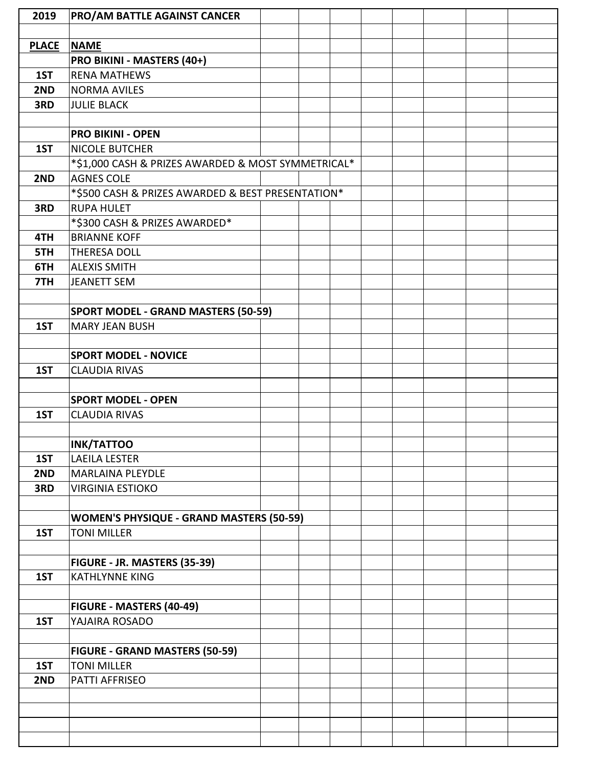| 2019 | PRO/AM BATTLE AGAINST CANCER |
|---|---|
| | |
| **PLACE** | **NAME** |
| | **PRO BIKINI - MASTERS (40+)** |
| 1ST | RENA MATHEWS |
| 2ND | NORMA AVILES |
| 3RD | JULIE BLACK |
| | |
| | **PRO BIKINI - OPEN** |
| 1ST | NICOLE BUTCHER |
| | *$1,000 CASH & PRIZES AWARDED & MOST SYMMETRICAL* |
| 2ND | AGNES COLE |
| | *$500 CASH & PRIZES AWARDED & BEST PRESENTATION* |
| 3RD | RUPA HULET |
| | *$300 CASH & PRIZES AWARDED* |
| 4TH | BRIANNE KOFF |
| 5TH | THERESA DOLL |
| 6TH | ALEXIS SMITH |
| 7TH | JEANETT SEM |
| | |
| | **SPORT MODEL - GRAND MASTERS (50-59)** |
| 1ST | MARY JEAN BUSH |
| | |
| | **SPORT MODEL - NOVICE** |
| 1ST | CLAUDIA RIVAS |
| | |
| | **SPORT MODEL - OPEN** |
| 1ST | CLAUDIA RIVAS |
| | |
| | **INK/TATTOO** |
| 1ST | LAEILA LESTER |
| 2ND | MARLAINA PLEYDLE |
| 3RD | VIRGINIA ESTIOKO |
| | |
| | **WOMEN'S PHYSIQUE - GRAND MASTERS (50-59)** |
| 1ST | TONI MILLER |
| | |
| | **FIGURE - JR. MASTERS (35-39)** |
| 1ST | KATHLYNNE KING |
| | |
| | **FIGURE - MASTERS (40-49)** |
| 1ST | YAJAIRA ROSADO |
| | |
| | **FIGURE - GRAND MASTERS (50-59)** |
| 1ST | TONI MILLER |
| 2ND | PATTI AFFRISEO |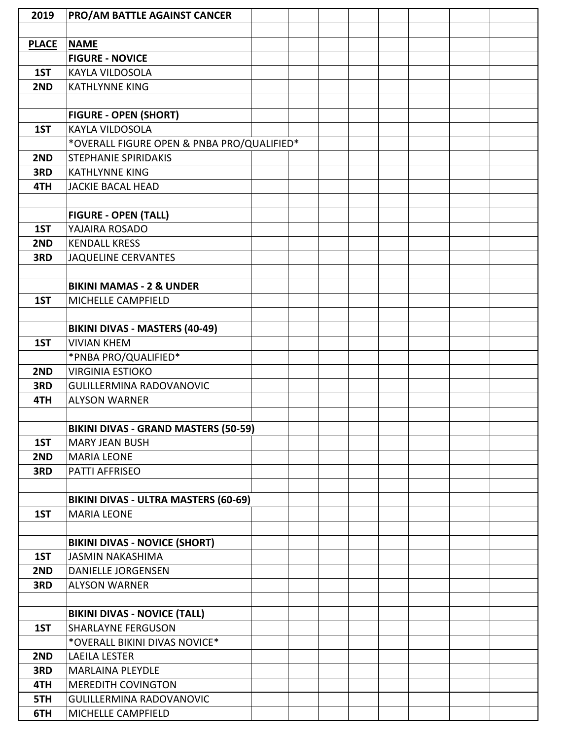| 2019 | PRO/AM BATTLE AGAINST CANCER |
|---|---|
| | |
| **PLACE** | **NAME** |
| | **FIGURE - NOVICE** |
| 1ST | KAYLA VILDOSOLA |
| 2ND | KATHLYNNE KING |
| | |
| | **FIGURE - OPEN (SHORT)** |
| 1ST | KAYLA VILDOSOLA |
| | *OVERALL FIGURE OPEN & PNBA PRO/QUALIFIED* |
| 2ND | STEPHANIE SPIRIDAKIS |
| 3RD | KATHLYNNE KING |
| 4TH | JACKIE BACAL HEAD |
| | |
| | **FIGURE - OPEN (TALL)** |
| 1ST | YAJAIRA ROSADO |
| 2ND | KENDALL KRESS |
| 3RD | JAQUELINE CERVANTES |
| | |
| | **BIKINI MAMAS - 2 & UNDER** |
| 1ST | MICHELLE CAMPFIELD |
| | |
| | **BIKINI DIVAS - MASTERS (40-49)** |
| 1ST | VIVIAN KHEM |
| | *PNBA PRO/QUALIFIED* |
| 2ND | VIRGINIA ESTIOKO |
| 3RD | GULILLERMINA RADOVANOVIC |
| 4TH | ALYSON WARNER |
| | |
| | **BIKINI DIVAS - GRAND MASTERS (50-59)** |
| 1ST | MARY JEAN BUSH |
| 2ND | MARIA LEONE |
| 3RD | PATTI AFFRISEO |
| | |
| | **BIKINI DIVAS - ULTRA MASTERS (60-69)** |
| 1ST | MARIA LEONE |
| | |
| | **BIKINI DIVAS - NOVICE (SHORT)** |
| 1ST | JASMIN NAKASHIMA |
| 2ND | DANIELLE JORGENSEN |
| 3RD | ALYSON WARNER |
| | |
| | **BIKINI DIVAS - NOVICE (TALL)** |
| 1ST | SHARLAYNE FERGUSON |
| | *OVERALL BIKINI DIVAS NOVICE* |
| 2ND | LAEILA LESTER |
| 3RD | MARLAINA PLEYDLE |
| 4TH | MEREDITH COVINGTON |
| 5TH | GULILLERMINA RADOVANOVIC |
| 6TH | MICHELLE CAMPFIELD |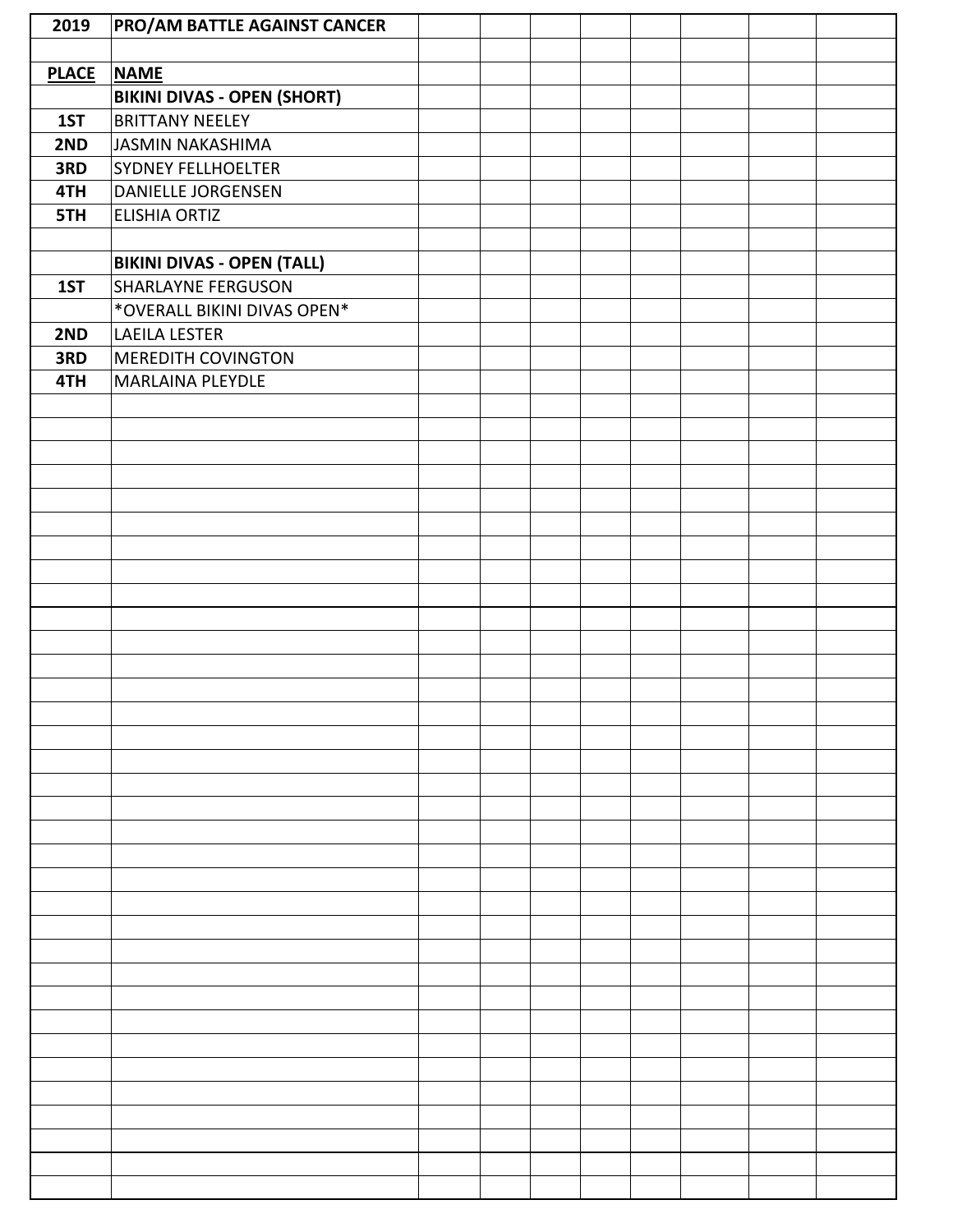| 2019 | PRO/AM BATTLE AGAINST CANCER |
|---|---|
| | |
| **PLACE** | **NAME** |
| | **BIKINI DIVAS - OPEN (SHORT)** |
| **1ST** | BRITTANY NEELEY |
| **2ND** | JASMIN NAKASHIMA |
| **3RD** | SYDNEY FELLHOELTER |
| **4TH** | DANIELLE JORGENSEN |
| **5TH** | ELISHIA ORTIZ |
| | |
| | **BIKINI DIVAS - OPEN (TALL)** |
| **1ST** | SHARLAYNE FERGUSON |
| | *OVERALL BIKINI DIVAS OPEN* |
| **2ND** | LAEILA LESTER |
| **3RD** | MEREDITH COVINGTON |
| **4TH** | MARLAINA PLEYDLE |